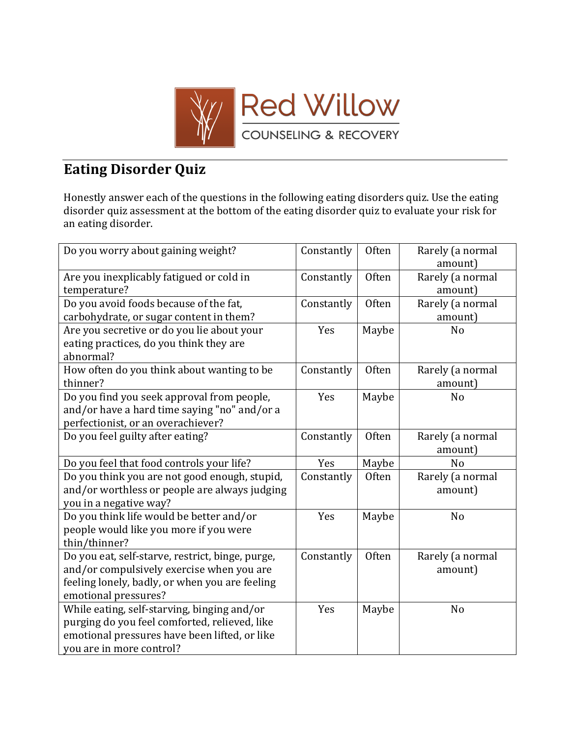Red Willow

COUNSELING & RECOVERY

## Eating Disorder Quiz

Honestly answer each of the questions in the following eating disorders quiz. Use the eating disorder quiz assessment at the bottom of the eating disorder quiz to evaluate your risk for an eating disorder.

| | | | |
|---|---|---|---|
| Do you worry about gaining weight? | Constantly | Often | Rarely (a normal amount) |
| Are you inexplicably fatigued or cold in temperature? | Constantly | Often | Rarely (a normal amount) |
| Do you avoid foods because of the fat, carbohydrate, or sugar content in them? | Constantly | Often | Rarely (a normal amount) |
| Are you secretive or do you lie about your eating practices, do you think they are abnormal? | Yes | Maybe | No |
| How often do you think about wanting to be thinner? | Constantly | Often | Rarely (a normal amount) |
| Do you find you seek approval from people, and/or have a hard time saying "no" and/or a perfectionist, or an overachiever? | Yes | Maybe | No |
| Do you feel guilty after eating? | Constantly | Often | Rarely (a normal amount) |
| Do you feel that food controls your life? | Yes | Maybe | No |
| Do you think you are not good enough, stupid, and/or worthless or people are always judging you in a negative way? | Constantly | Often | Rarely (a normal amount) |
| Do you think life would be better and/or people would like you more if you were thin/thinner? | Yes | Maybe | No |
| Do you eat, self-starve, restrict, binge, purge, and/or compulsively exercise when you are feeling lonely, badly, or when you are feeling emotional pressures? | Constantly | Often | Rarely (a normal amount) |
| While eating, self-starving, binging and/or purging do you feel comforted, relieved, like emotional pressures have been lifted, or like you are in more control? | Yes | Maybe | No |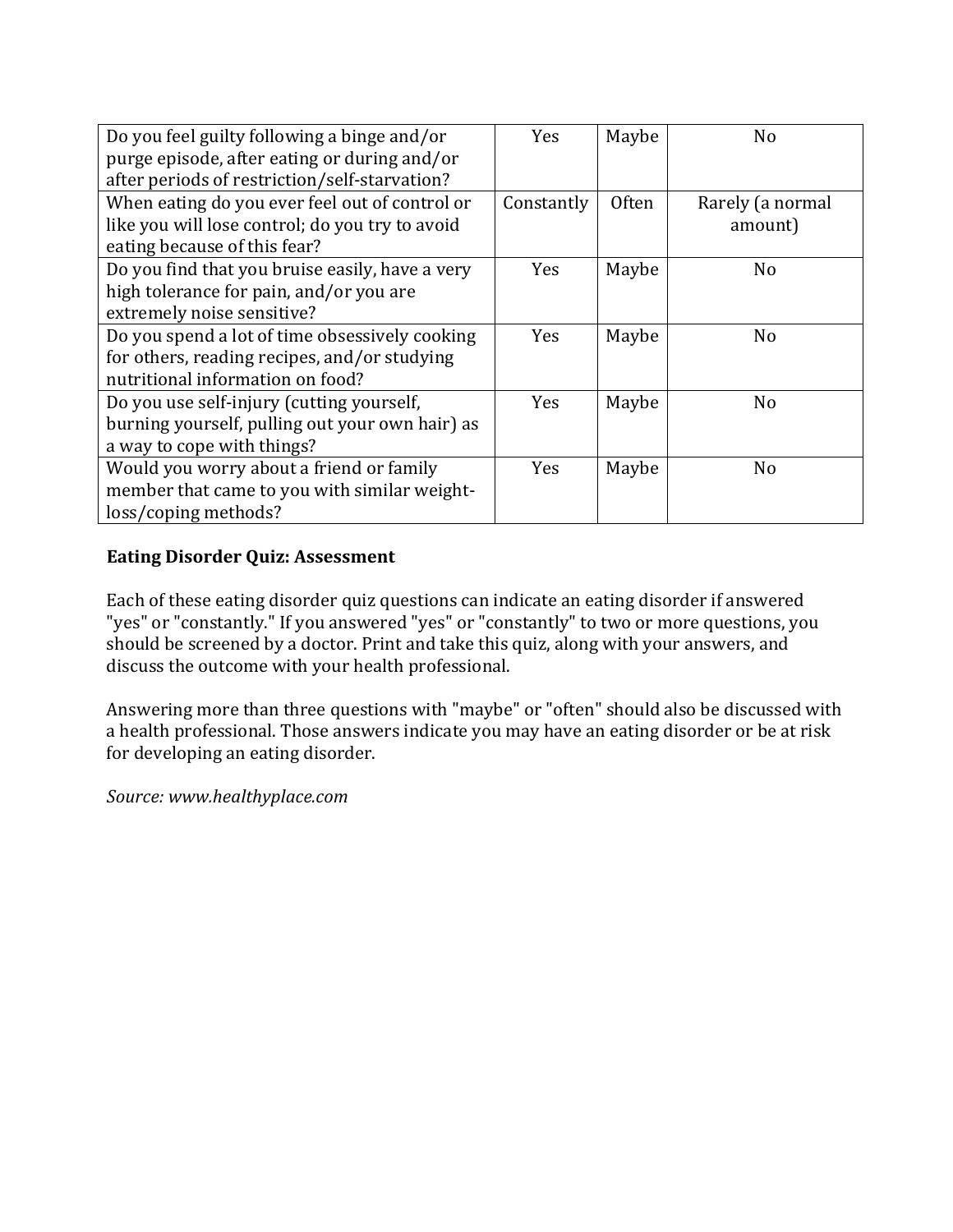| | | | |
|---|---|---|---|
| Do you feel guilty following a binge and/or purge episode, after eating or during and/or after periods of restriction/self-starvation? | Yes | Maybe | No |
| When eating do you ever feel out of control or like you will lose control; do you try to avoid eating because of this fear? | Constantly | Often | Rarely (a normal amount) |
| Do you find that you bruise easily, have a very high tolerance for pain, and/or you are extremely noise sensitive? | Yes | Maybe | No |
| Do you spend a lot of time obsessively cooking for others, reading recipes, and/or studying nutritional information on food? | Yes | Maybe | No |
| Do you use self-injury (cutting yourself, burning yourself, pulling out your own hair) as a way to cope with things? | Yes | Maybe | No |
| Would you worry about a friend or family member that came to you with similar weight-loss/coping methods? | Yes | Maybe | No |

**Eating Disorder Quiz: Assessment**

Each of these eating disorder quiz questions can indicate an eating disorder if answered "yes" or "constantly." If you answered "yes" or "constantly" to two or more questions, you should be screened by a doctor. Print and take this quiz, along with your answers, and discuss the outcome with your health professional.

Answering more than three questions with "maybe" or "often" should also be discussed with a health professional. Those answers indicate you may have an eating disorder or be at risk for developing an eating disorder.

*Source: www.healthyplace.com*